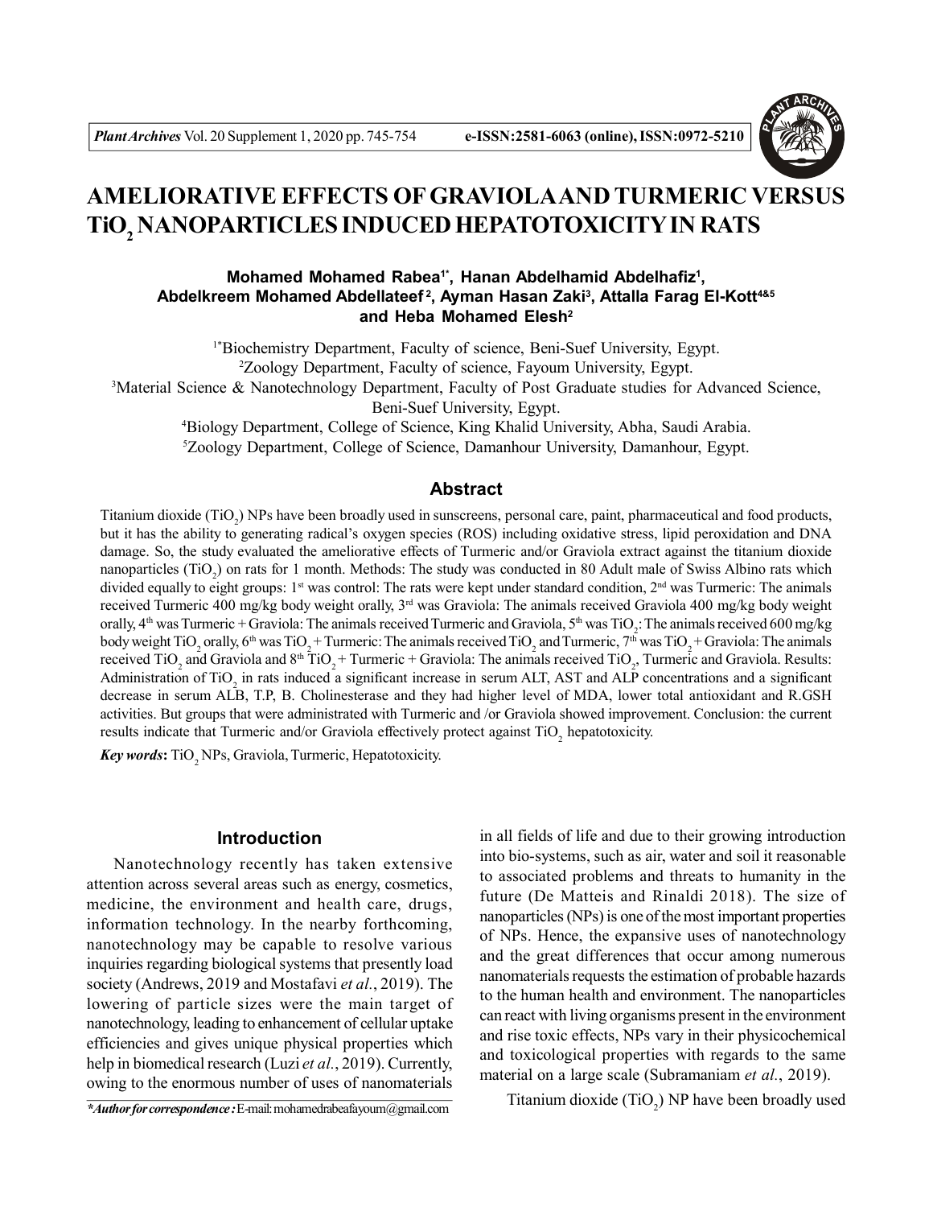# AMELIORATIVE EFFECTS OF GRAVIOLA AND TURMERIC VERSUS $TiO_2$ NANOPARTICLES INDUCED HEPATOTOXICITY IN RATS

**Mohamed Mohamed Rabea[1*], Hanan Abdelhamid Abdelhafiz[1], Abdelkreem Mohamed Abdellateef[2], Ayman Hasan Zaki[3], Attalla Farag El-Kott[4&5] and Heba Mohamed Elesh[2]**

[1*]Biochemistry Department, Faculty of science, Beni-Suef University, Egypt.
[2]Zoology Department, Faculty of science, Fayoum University, Egypt.
[3]Material Science & Nanotechnology Department, Faculty of Post Graduate studies for Advanced Science, Beni-Suef University, Egypt.
[4]Biology Department, College of Science, King Khalid University, Abha, Saudi Arabia.
[5]Zoology Department, College of Science, Damanhour University, Damanhour, Egypt.

## Abstract

Titanium dioxide ($TiO_2$) NPs have been broadly used in sunscreens, personal care, paint, pharmaceutical and food products, but it has the ability to generating radical's oxygen species (ROS) including oxidative stress, lipid peroxidation and DNA damage. So, the study evaluated the ameliorative effects of Turmeric and/or Graviola extract against the titanium dioxide nanoparticles ($TiO_2$) on rats for 1 month. Methods: The study was conducted in 80 Adult male of Swiss Albino rats which divided equally to eight groups: 1st was control: The rats were kept under standard condition, 2nd was Turmeric: The animals received Turmeric 400 mg/kg body weight orally, 3rd was Graviola: The animals received Graviola 400 mg/kg body weight orally, 4th was Turmeric + Graviola: The animals received Turmeric and Graviola, 5th was $TiO_2$: The animals received 600 mg/kg body weight $TiO_2$ orally, 6th was $TiO_2$ + Turmeric: The animals received $TiO_2$ and Turmeric, 7th was $TiO_2$ + Graviola: The animals received $TiO_2$ and Graviola and 8th $TiO_2$ + Turmeric + Graviola: The animals received $TiO_2$, Turmeric and Graviola. Results: Administration of $TiO_2$ in rats induced a significant increase in serum ALT, AST and ALP concentrations and a significant decrease in serum ALB, T.P, B. Cholinesterase and they had higher level of MDA, lower total antioxidant and R.GSH activities. But groups that were administrated with Turmeric and /or Graviola showed improvement. Conclusion: the current results indicate that Turmeric and/or Graviola effectively protect against $TiO_2$ hepatotoxicity.

***Key words*:** $TiO_2$ NPs, Graviola, Turmeric, Hepatotoxicity.

## Introduction

Nanotechnology recently has taken extensive attention across several areas such as energy, cosmetics, medicine, the environment and health care, drugs, information technology. In the nearby forthcoming, nanotechnology may be capable to resolve various inquiries regarding biological systems that presently load society (Andrews, 2019 and Mostafavi *et al.*, 2019). The lowering of particle sizes were the main target of nanotechnology, leading to enhancement of cellular uptake efficiencies and gives unique physical properties which help in biomedical research (Luzi *et al.*, 2019). Currently, owing to the enormous number of uses of nanomaterials in all fields of life and due to their growing introduction into bio-systems, such as air, water and soil it reasonable to associated problems and threats to humanity in the future (De Matteis and Rinaldi 2018). The size of nanoparticles (NPs) is one of the most important properties of NPs. Hence, the expansive uses of nanotechnology and the great differences that occur among numerous nanomaterials requests the estimation of probable hazards to the human health and environment. The nanoparticles can react with living organisms present in the environment and rise toxic effects, NPs vary in their physicochemical and toxicological properties with regards to the same material on a large scale (Subramaniam *et al.*, 2019).

Titanium dioxide ($TiO_2$) NP have been broadly used

***Author for correspondence :** E-mail: mohamedrabeafayoum@gmail.com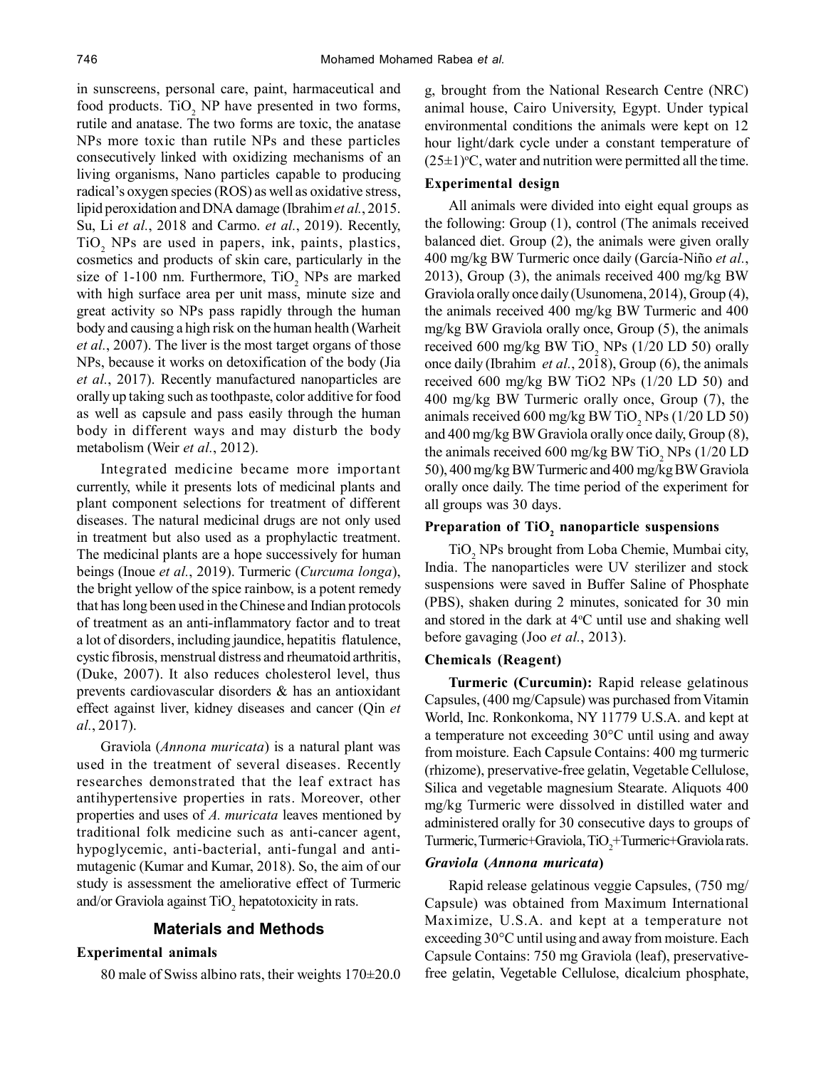in sunscreens, personal care, paint, harmaceutical and food products. $TiO_2$ NP have presented in two forms, rutile and anatase. The two forms are toxic, the anatase NPs more toxic than rutile NPs and these particles consecutively linked with oxidizing mechanisms of an living organisms, Nano particles capable to producing radical's oxygen species (ROS) as well as oxidative stress, lipid peroxidation and DNA damage (Ibrahim *et al.*, 2015. Su, Li *et al.*, 2018 and Carmo. *et al.*, 2019). Recently, $TiO_2$ NPs are used in papers, ink, paints, plastics, cosmetics and products of skin care, particularly in the size of 1-100 nm. Furthermore, $TiO_2$ NPs are marked with high surface area per unit mass, minute size and great activity so NPs pass rapidly through the human body and causing a high risk on the human health (Warheit *et al.*, 2007). The liver is the most target organs of those NPs, because it works on detoxification of the body (Jia *et al.*, 2017). Recently manufactured nanoparticles are orally up taking such as toothpaste, color additive for food as well as capsule and pass easily through the human body in different ways and may disturb the body metabolism (Weir *et al.*, 2012).

Integrated medicine became more important currently, while it presents lots of medicinal plants and plant component selections for treatment of different diseases. The natural medicinal drugs are not only used in treatment but also used as a prophylactic treatment. The medicinal plants are a hope successively for human beings (Inoue *et al.*, 2019). Turmeric (*Curcuma longa*), the bright yellow of the spice rainbow, is a potent remedy that has long been used in the Chinese and Indian protocols of treatment as an anti-inflammatory factor and to treat a lot of disorders, including jaundice, hepatitis flatulence, cystic fibrosis, menstrual distress and rheumatoid arthritis, (Duke, 2007). It also reduces cholesterol level, thus prevents cardiovascular disorders & has an antioxidant effect against liver, kidney diseases and cancer (Qin *et al.*, 2017).

Graviola (*Annona muricata*) is a natural plant was used in the treatment of several diseases. Recently researches demonstrated that the leaf extract has antihypertensive properties in rats. Moreover, other properties and uses of *A. muricata* leaves mentioned by traditional folk medicine such as anti-cancer agent, hypoglycemic, anti-bacterial, anti-fungal and anti-mutagenic (Kumar and Kumar, 2018). So, the aim of our study is assessment the ameliorative effect of Turmeric and/or Graviola against $TiO_2$ hepatotoxicity in rats.

## Materials and Methods

### Experimental animals

80 male of Swiss albino rats, their weights 170±20.0 g, brought from the National Research Centre (NRC) animal house, Cairo University, Egypt. Under typical environmental conditions the animals were kept on 12 hour light/dark cycle under a constant temperature of (25±1)°C, water and nutrition were permitted all the time.

### Experimental design

All animals were divided into eight equal groups as the following: Group (1), control (The animals received balanced diet. Group (2), the animals were given orally 400 mg/kg BW Turmeric once daily (García-Niño *et al.*, 2013), Group (3), the animals received 400 mg/kg BW Graviola orally once daily (Usunomena, 2014), Group (4), the animals received 400 mg/kg BW Turmeric and 400 mg/kg BW Graviola orally once, Group (5), the animals received 600 mg/kg BW $TiO_2$ NPs (1/20 LD 50) orally once daily (Ibrahim *et al.*, 2018), Group (6), the animals received 600 mg/kg BW TiO2 NPs (1/20 LD 50) and 400 mg/kg BW Turmeric orally once, Group (7), the animals received 600 mg/kg BW $TiO_2$ NPs (1/20 LD 50) and 400 mg/kg BW Graviola orally once daily, Group (8), the animals received 600 mg/kg BW $TiO_2$ NPs (1/20 LD 50), 400 mg/kg BW Turmeric and 400 mg/kg BW Graviola orally once daily. The time period of the experiment for all groups was 30 days.

### Preparation of $TiO_2$ nanoparticle suspensions

$TiO_2$ NPs brought from Loba Chemie, Mumbai city, India. The nanoparticles were UV sterilizer and stock suspensions were saved in Buffer Saline of Phosphate (PBS), shaken during 2 minutes, sonicated for 30 min and stored in the dark at 4°C until use and shaking well before gavaging (Joo *et al.*, 2013).

### Chemicals (Reagent)

**Turmeric (Curcumin):** Rapid release gelatinous Capsules, (400 mg/Capsule) was purchased from Vitamin World, Inc. Ronkonkoma, NY 11779 U.S.A. and kept at a temperature not exceeding 30°C until using and away from moisture. Each Capsule Contains: 400 mg turmeric (rhizome), preservative-free gelatin, Vegetable Cellulose, Silica and vegetable magnesium Stearate. Aliquots 400 mg/kg Turmeric were dissolved in distilled water and administered orally for 30 consecutive days to groups of Turmeric, Turmeric+Graviola, $TiO_2$+Turmeric+Graviola rats.

### *Graviola* (*Annona muricata*)

Rapid release gelatinous veggie Capsules, (750 mg/Capsule) was obtained from Maximum International Maximize, U.S.A. and kept at a temperature not exceeding 30°C until using and away from moisture. Each Capsule Contains: 750 mg Graviola (leaf), preservative-free gelatin, Vegetable Cellulose, dicalcium phosphate,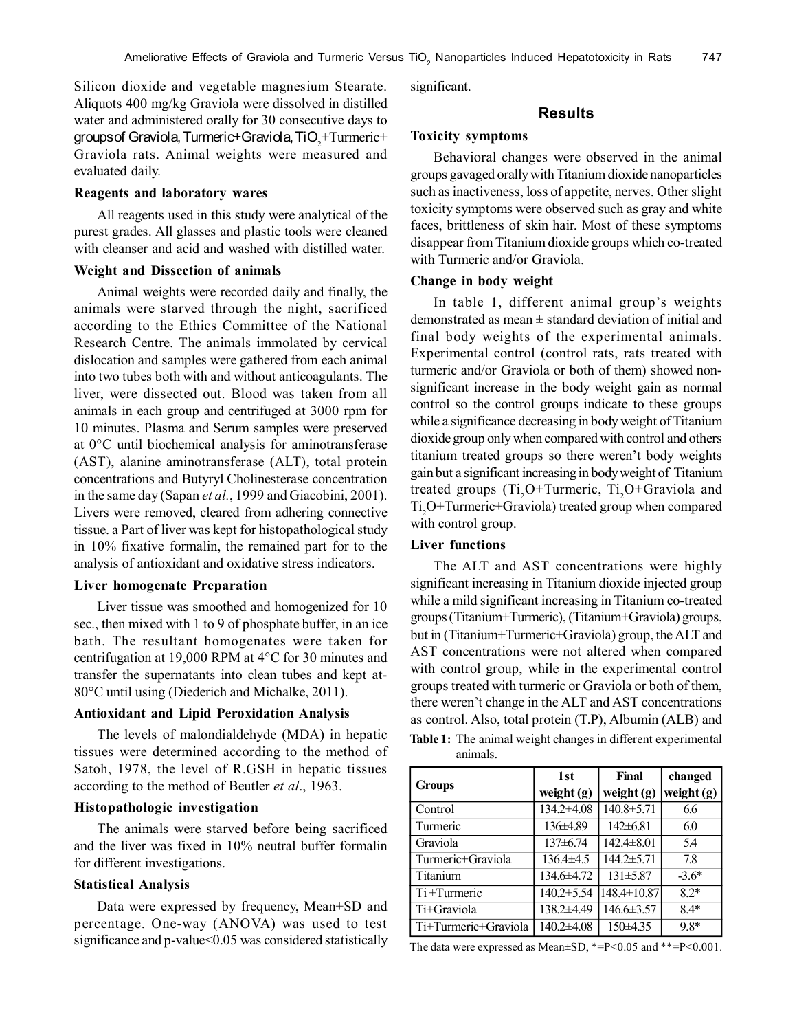Silicon dioxide and vegetable magnesium Stearate. Aliquots 400 mg/kg Graviola were dissolved in distilled water and administered orally for 30 consecutive days to groups of Graviola, Turmeric+Graviola, $TiO_2$+Turmeric+ Graviola rats. Animal weights were measured and evaluated daily.

### Reagents and laboratory wares

All reagents used in this study were analytical of the purest grades. All glasses and plastic tools were cleaned with cleanser and acid and washed with distilled water.

### Weight and Dissection of animals

Animal weights were recorded daily and finally, the animals were starved through the night, sacrificed according to the Ethics Committee of the National Research Centre. The animals immolated by cervical dislocation and samples were gathered from each animal into two tubes both with and without anticoagulants. The liver, were dissected out. Blood was taken from all animals in each group and centrifuged at 3000 rpm for 10 minutes. Plasma and Serum samples were preserved at 0°C until biochemical analysis for aminotransferase (AST), alanine aminotransferase (ALT), total protein concentrations and Butyryl Cholinesterase concentration in the same day (Sapan *et al.*, 1999 and Giacobini, 2001). Livers were removed, cleared from adhering connective tissue. a Part of liver was kept for histopathological study in 10% fixative formalin, the remained part for to the analysis of antioxidant and oxidative stress indicators.

### Liver homogenate Preparation

Liver tissue was smoothed and homogenized for 10 sec., then mixed with 1 to 9 of phosphate buffer, in an ice bath. The resultant homogenates were taken for centrifugation at 19,000 RPM at 4°C for 30 minutes and transfer the supernatants into clean tubes and kept at-80°C until using (Diederich and Michalke, 2011).

### Antioxidant and Lipid Peroxidation Analysis

The levels of malondialdehyde (MDA) in hepatic tissues were determined according to the method of Satoh, 1978, the level of R.GSH in hepatic tissues according to the method of Beutler *et al*., 1963.

### Histopathologic investigation

The animals were starved before being sacrificed and the liver was fixed in 10% neutral buffer formalin for different investigations.

### Statistical Analysis

Data were expressed by frequency, Mean+SD and percentage. One-way (ANOVA) was used to test significance and p-value<0.05 was considered statistically significant.

## Results

### Toxicity symptoms

Behavioral changes were observed in the animal groups gavaged orally with Titanium dioxide nanoparticles such as inactiveness, loss of appetite, nerves. Other slight toxicity symptoms were observed such as gray and white faces, brittleness of skin hair. Most of these symptoms disappear from Titanium dioxide groups which co-treated with Turmeric and/or Graviola.

### Change in body weight

In table 1, different animal group's weights demonstrated as mean ± standard deviation of initial and final body weights of the experimental animals. Experimental control (control rats, rats treated with turmeric and/or Graviola or both of them) showed non-significant increase in the body weight gain as normal control so the control groups indicate to these groups while a significance decreasing in body weight of Titanium dioxide group only when compared with control and others titanium treated groups so there weren't body weights gain but a significant increasing in body weight of Titanium treated groups ($Ti_2O$+Turmeric, $Ti_2O$+Graviola and $Ti_2O$+Turmeric+Graviola) treated group when compared with control group.

### Liver functions

The ALT and AST concentrations were highly significant increasing in Titanium dioxide injected group while a mild significant increasing in Titanium co-treated groups (Titanium+Turmeric), (Titanium+Graviola) groups, but in (Titanium+Turmeric+Graviola) group, the ALT and AST concentrations were not altered when compared with control group, while in the experimental control groups treated with turmeric or Graviola or both of them, there weren't change in the ALT and AST concentrations as control. Also, total protein (T.P), Albumin (ALB) and

**Table 1:** The animal weight changes in different experimental animals.

| Groups | 1st weight (g) | Final weight (g) | changed weight (g) |
|---|---|---|---|
| Control | 134.2±4.08 | 140.8±5.71 | 6.6 |
| Turmeric | 136±4.89 | 142±6.81 | 6.0 |
| Graviola | 137±6.74 | 142.4±8.01 | 5.4 |
| Turmeric+Graviola | 136.4±4.5 | 144.2±5.71 | 7.8 |
| Titanium | 134.6±4.72 | 131±5.87 | -3.6* |
| Ti +Turmeric | 140.2±5.54 | 148.4±10.87 | 8.2* |
| Ti+Graviola | 138.2±4.49 | 146.6±3.57 | 8.4* |
| Ti+Turmeric+Graviola | 140.2±4.08 | 150±4.35 | 9.8* |

The data were expressed as Mean±SD, *=P<0.05 and **=P<0.001.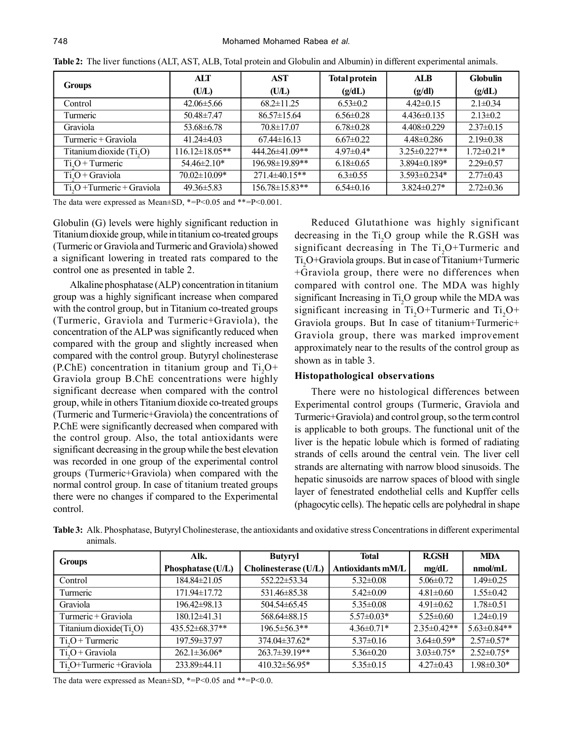**Table 2:** The liver functions (ALT, AST, ALB, Total protein and Globulin and Albumin) in different experimental animals.

| Groups | ALT (U/L) | AST (U/L) | Total protein (g/dL) | ALB (g/dl) | Globulin (g/dL) |
|---|---|---|---|---|---|
| Control | 42.06±5.66 | 68.2±11.25 | 6.53±0.2 | 4.42±0.15 | 2.1±0.34 |
| Turmeric | 50.48±7.47 | 86.57±15.64 | 6.56±0.28 | 4.436±0.135 | 2.13±0.2 |
| Graviola | 53.68±6.78 | 70.8±17.07 | 6.78±0.28 | 4.408±0.229 | 2.37±0.15 |
| Turmeric + Graviola | 41.24±4.03 | 67.44±16.13 | 6.67±0.22 | 4.48±0.286 | 2.19±0.38 |
| Titanium dioxide ($Ti_2O$) | 116.12±18.05** | 444.26±41.09** | 4.97±0.4* | 3.25±0.227** | 1.72±0.21* |
| $Ti_2O$ + Turmeric | 54.46±2.10* | 196.98±19.89** | 6.18±0.65 | 3.894±0.189* | 2.29±0.57 |
| $Ti_2O$ + Graviola | 70.02±10.09* | 271.4±40.15** | 6.3±0.55 | 3.593±0.234* | 2.77±0.43 |
| $Ti_2O$ +Turmeric + Graviola | 49.36±5.83 | 156.78±15.83** | 6.54±0.16 | 3.824±0.27* | 2.72±0.36 |

The data were expressed as Mean±SD, *=P<0.05 and **=P<0.001.

Globulin (G) levels were highly significant reduction in Titanium dioxide group, while in titanium co-treated groups (Turmeric or Graviola and Turmeric and Graviola) showed a significant lowering in treated rats compared to the control one as presented in table 2.

Alkaline phosphatase (ALP) concentration in titanium group was a highly significant increase when compared with the control group, but in Titanium co-treated groups (Turmeric, Graviola and Turmeric+Graviola), the concentration of the ALP was significantly reduced when compared with the group and slightly increased when compared with the control group. Butyryl cholinesterase (P.ChE) concentration in titanium group and $Ti_2O$+ Graviola group B.ChE concentrations were highly significant decrease when compared with the control group, while in others Titanium dioxide co-treated groups (Turmeric and Turmeric+Graviola) the concentrations of P.ChE were significantly decreased when compared with the control group. Also, the total antioxidants were significant decreasing in the group while the best elevation was recorded in one group of the experimental control groups (Turmeric+Graviola) when compared with the normal control group. In case of titanium treated groups there were no changes if compared to the Experimental control.

Reduced Glutathione was highly significant decreasing in the $Ti_2O$ group while the R.GSH was significant decreasing in The $Ti_2O$+Turmeric and $Ti_2O$+Graviola groups. But in case of Titanium+Turmeric +Graviola group, there were no differences when compared with control one. The MDA was highly significant Increasing in $Ti_2O$ group while the MDA was significant increasing in $Ti_2O$+Turmeric and $Ti_2O$+ Graviola groups. But In case of titanium+Turmeric+ Graviola group, there was marked improvement approximately near to the results of the control group as shown as in table 3.

### Histopathological observations

There were no histological differences between Experimental control groups (Turmeric, Graviola and Turmeric+Graviola) and control group, so the term control is applicable to both groups. The functional unit of the liver is the hepatic lobule which is formed of radiating strands of cells around the central vein. The liver cell strands are alternating with narrow blood sinusoids. The hepatic sinusoids are narrow spaces of blood with single layer of fenestrated endothelial cells and Kupffer cells (phagocytic cells). The hepatic cells are polyhedral in shape

**Table 3:** Alk. Phosphatase, Butyryl Cholinesterase, the antioxidants and oxidative stress Concentrations in different experimental animals.

| Groups | Alk. Phosphatase (U/L) | Butyryl Cholinesterase (U/L) | Total Antioxidants mM/L | R.GSH mg/dL | MDA nmol/mL |
|---|---|---|---|---|---|
| Control | 184.84±21.05 | 552.22±53.34 | 5.32±0.08 | 5.06±0.72 | 1.49±0.25 |
| Turmeric | 171.94±17.72 | 531.46±85.38 | 5.42±0.09 | 4.81±0.60 | 1.55±0.42 |
| Graviola | 196.42±98.13 | 504.54±65.45 | 5.35±0.08 | 4.91±0.62 | 1.78±0.51 |
| Turmeric + Graviola | 180.12±41.31 | 568.64±88.15 | 5.57±0.03* | 5.25±0.60 | 1.24±0.19 |
| Titanium dioxide($Ti_2O$) | 435.52±68.37** | 196.5±56.3** | 4.36±0.71* | 2.35±0.42** | 5.63±0.84** |
| $Ti_2O$ + Turmeric | 197.59±37.97 | 374.04±37.62* | 5.37±0.16 | 3.64±0.59* | 2.57±0.57* |
| $Ti_2O$ + Graviola | 262.1±36.06* | 263.7±39.19** | 5.36±0.20 | 3.03±0.75* | 2.52±0.75* |
| $Ti_2O$+Turmeric +Graviola | 233.89±44.11 | 410.32±56.95* | 5.35±0.15 | 4.27±0.43 | 1.98±0.30* |

The data were expressed as Mean±SD, *=P<0.05 and **=P<0.0.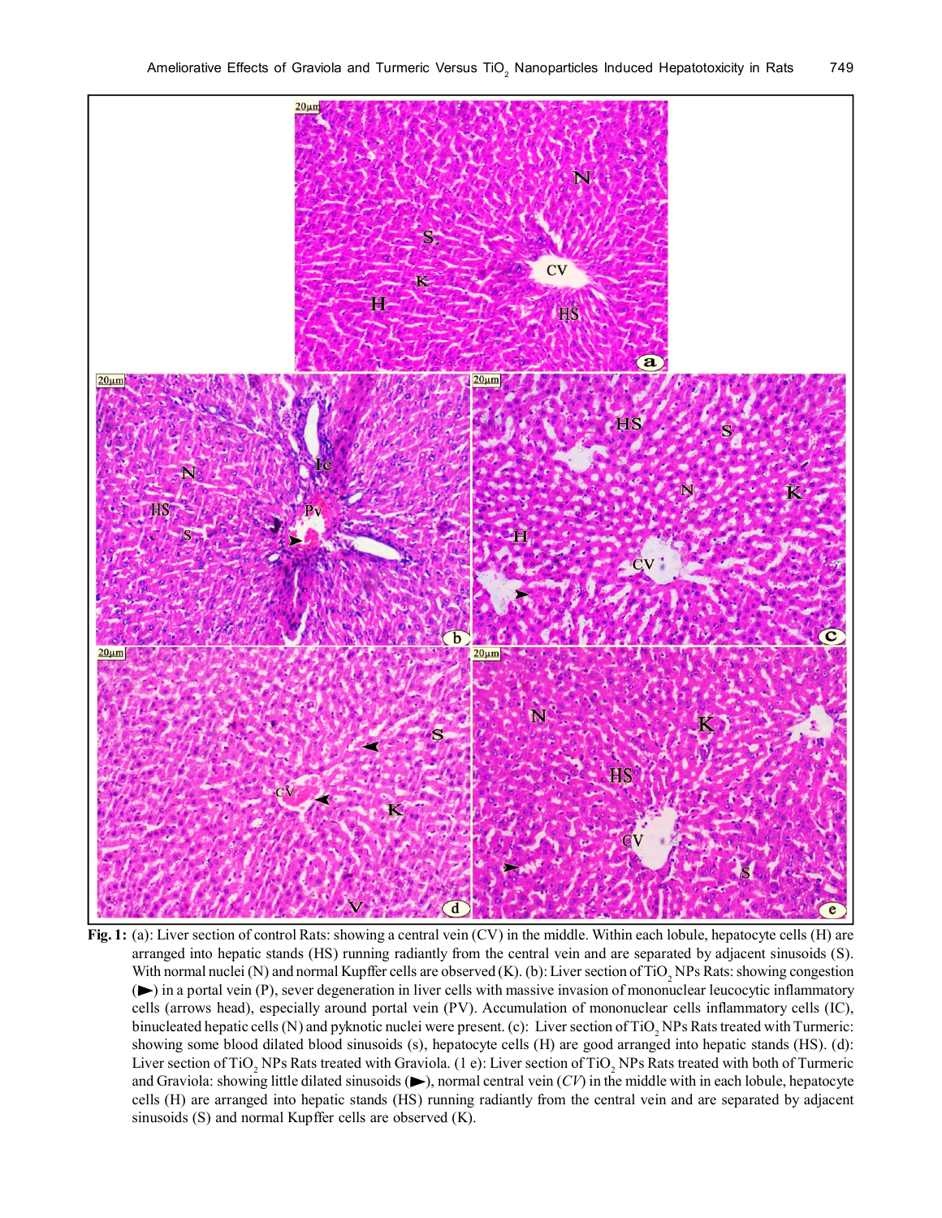**Fig. 1:** (a): Liver section of control Rats: showing a central vein (CV) in the middle. Within each lobule, hepatocyte cells (H) are arranged into hepatic stands (HS) running radiantly from the central vein and are separated by adjacent sinusoids (S). With normal nuclei (N) and normal Kupffer cells are observed (K). (b): Liver section of $TiO_2$ NPs Rats: showing congestion (►) in a portal vein (P), sever degeneration in liver cells with massive invasion of mononuclear leucocytic inflammatory cells (arrows head), especially around portal vein (PV). Accumulation of mononuclear cells inflammatory cells (IC), binucleated hepatic cells (N) and pyknotic nuclei were present. (c): Liver section of $TiO_2$ NPs Rats treated with Turmeric: showing some blood dilated blood sinusoids (s), hepatocyte cells (H) are good arranged into hepatic stands (HS). (d): Liver section of $TiO_2$ NPs Rats treated with Graviola. (1 e): Liver section of $TiO_2$ NPs Rats treated with both of Turmeric and Graviola: showing little dilated sinusoids (►), normal central vein (*CV*) in the middle with in each lobule, hepatocyte cells (H) are arranged into hepatic stands (HS) running radiantly from the central vein and are separated by adjacent sinusoids (S) and normal Kupffer cells are observed (K).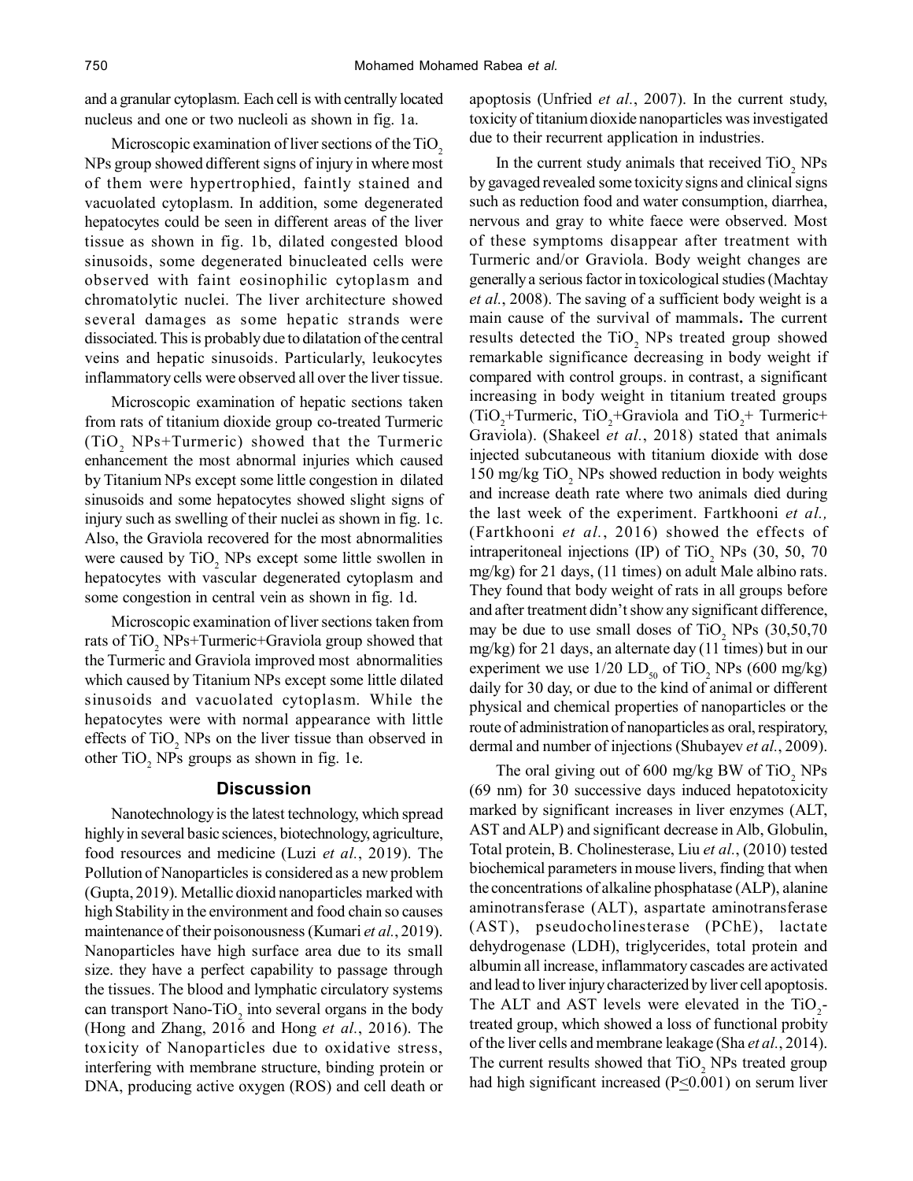and a granular cytoplasm. Each cell is with centrally located nucleus and one or two nucleoli as shown in fig. 1a.

Microscopic examination of liver sections of the $TiO_2$ NPs group showed different signs of injury in where most of them were hypertrophied, faintly stained and vacuolated cytoplasm. In addition, some degenerated hepatocytes could be seen in different areas of the liver tissue as shown in fig. 1b, dilated congested blood sinusoids, some degenerated binucleated cells were observed with faint eosinophilic cytoplasm and chromatolytic nuclei. The liver architecture showed several damages as some hepatic strands were dissociated. This is probably due to dilatation of the central veins and hepatic sinusoids. Particularly, leukocytes inflammatory cells were observed all over the liver tissue.

Microscopic examination of hepatic sections taken from rats of titanium dioxide group co-treated Turmeric ($TiO_2$ NPs+Turmeric) showed that the Turmeric enhancement the most abnormal injuries which caused by Titanium NPs except some little congestion in dilated sinusoids and some hepatocytes showed slight signs of injury such as swelling of their nuclei as shown in fig. 1c. Also, the Graviola recovered for the most abnormalities were caused by $TiO_2$ NPs except some little swollen in hepatocytes with vascular degenerated cytoplasm and some congestion in central vein as shown in fig. 1d.

Microscopic examination of liver sections taken from rats of $TiO_2$ NPs+Turmeric+Graviola group showed that the Turmeric and Graviola improved most abnormalities which caused by Titanium NPs except some little dilated sinusoids and vacuolated cytoplasm. While the hepatocytes were with normal appearance with little effects of $TiO_2$ NPs on the liver tissue than observed in other $TiO_2$ NPs groups as shown in fig. 1e.

## Discussion

Nanotechnology is the latest technology, which spread highly in several basic sciences, biotechnology, agriculture, food resources and medicine (Luzi *et al.*, 2019). The Pollution of Nanoparticles is considered as a new problem (Gupta, 2019). Metallic dioxid nanoparticles marked with high Stability in the environment and food chain so causes maintenance of their poisonousness (Kumari *et al.*, 2019). Nanoparticles have high surface area due to its small size. they have a perfect capability to passage through the tissues. The blood and lymphatic circulatory systems can transport Nano-$TiO_2$ into several organs in the body (Hong and Zhang, 2016 and Hong *et al.*, 2016). The toxicity of Nanoparticles due to oxidative stress, interfering with membrane structure, binding protein or DNA, producing active oxygen (ROS) and cell death or apoptosis (Unfried *et al.*, 2007). In the current study, toxicity of titanium dioxide nanoparticles was investigated due to their recurrent application in industries.

In the current study animals that received $TiO_2$ NPs by gavaged revealed some toxicity signs and clinical signs such as reduction food and water consumption, diarrhea, nervous and gray to white faece were observed. Most of these symptoms disappear after treatment with Turmeric and/or Graviola. Body weight changes are generally a serious factor in toxicological studies (Machtay *et al.*, 2008). The saving of a sufficient body weight is a main cause of the survival of mammals**.** The current results detected the $TiO_2$ NPs treated group showed remarkable significance decreasing in body weight if compared with control groups. in contrast, a significant increasing in body weight in titanium treated groups ($TiO_2$+Turmeric, $TiO_2$+Graviola and $TiO_2$+ Turmeric+ Graviola). (Shakeel *et al.*, 2018) stated that animals injected subcutaneous with titanium dioxide with dose 150 mg/kg $TiO_2$ NPs showed reduction in body weights and increase death rate where two animals died during the last week of the experiment. Fartkhooni *et al.,* (Fartkhooni *et al.*, 2016) showed the effects of intraperitoneal injections (IP) of $TiO_2$ NPs (30, 50, 70 mg/kg) for 21 days, (11 times) on adult Male albino rats. They found that body weight of rats in all groups before and after treatment didn't show any significant difference, may be due to use small doses of $TiO_2$ NPs (30,50,70 mg/kg) for 21 days, an alternate day (11 times) but in our experiment we use 1/20 $LD_{50}$ of $TiO_2$ NPs (600 mg/kg) daily for 30 day, or due to the kind of animal or different physical and chemical properties of nanoparticles or the route of administration of nanoparticles as oral, respiratory, dermal and number of injections (Shubayev *et al.*, 2009).

The oral giving out of 600 mg/kg BW of $TiO_2$ NPs (69 nm) for 30 successive days induced hepatotoxicity marked by significant increases in liver enzymes (ALT, AST and ALP) and significant decrease in Alb, Globulin, Total protein, B. Cholinesterase, Liu *et al.*, (2010) tested biochemical parameters in mouse livers, finding that when the concentrations of alkaline phosphatase (ALP), alanine aminotransferase (ALT), aspartate aminotransferase (AST), pseudocholinesterase (PChE), lactate dehydrogenase (LDH), triglycerides, total protein and albumin all increase, inflammatory cascades are activated and lead to liver injury characterized by liver cell apoptosis. The ALT and AST levels were elevated in the $TiO_2$-treated group, which showed a loss of functional probity of the liver cells and membrane leakage (Sha *et al.*, 2014). The current results showed that $TiO_2$ NPs treated group had high significant increased ($P \leq 0.001$) on serum liver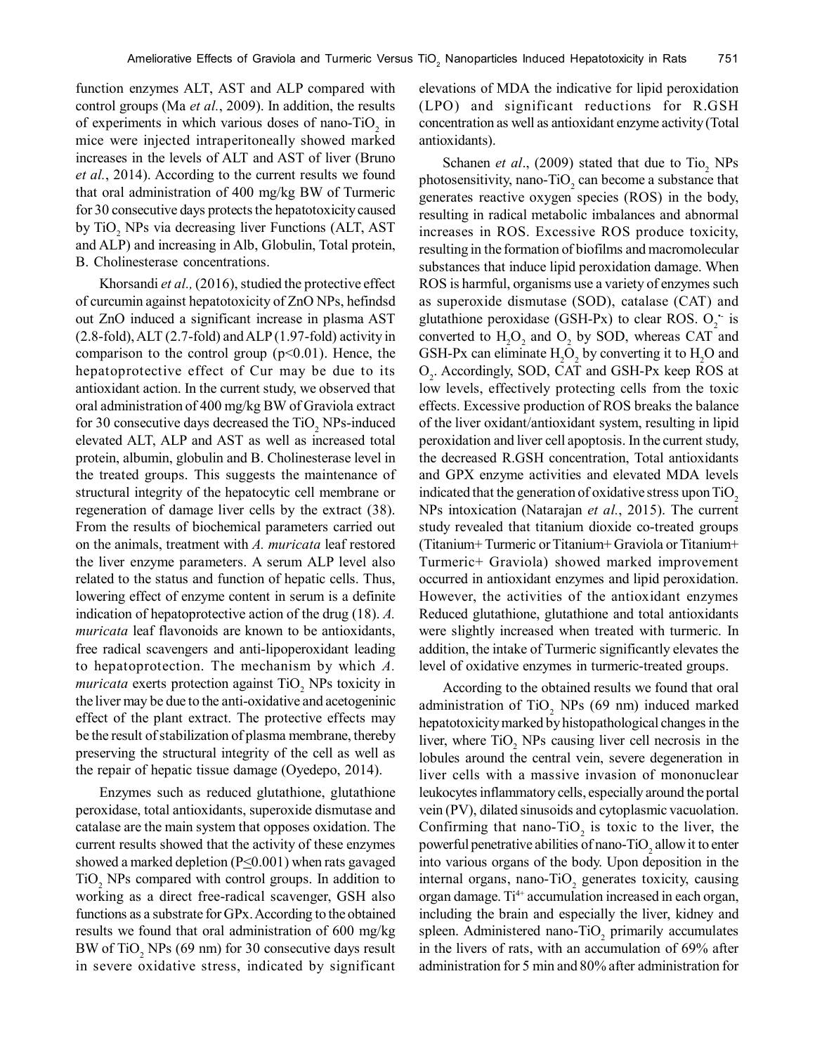function enzymes ALT, AST and ALP compared with control groups (Ma *et al.*, 2009). In addition, the results of experiments in which various doses of nano-$TiO_2$ in mice were injected intraperitoneally showed marked increases in the levels of ALT and AST of liver (Bruno *et al.*, 2014). According to the current results we found that oral administration of 400 mg/kg BW of Turmeric for 30 consecutive days protects the hepatotoxicity caused by $TiO_2$ NPs via decreasing liver Functions (ALT, AST and ALP) and increasing in Alb, Globulin, Total protein, B. Cholinesterase concentrations.

Khorsandi *et al.,* (2016), studied the protective effect of curcumin against hepatotoxicity of ZnO NPs, hefindsd out ZnO induced a significant increase in plasma AST (2.8-fold), ALT (2.7-fold) and ALP (1.97-fold) activity in comparison to the control group ($p<0.01$). Hence, the hepatoprotective effect of Cur may be due to its antioxidant action. In the current study, we observed that oral administration of 400 mg/kg BW of Graviola extract for 30 consecutive days decreased the $TiO_2$ NPs-induced elevated ALT, ALP and AST as well as increased total protein, albumin, globulin and B. Cholinesterase level in the treated groups. This suggests the maintenance of structural integrity of the hepatocytic cell membrane or regeneration of damage liver cells by the extract (38). From the results of biochemical parameters carried out on the animals, treatment with *A. muricata* leaf restored the liver enzyme parameters. A serum ALP level also related to the status and function of hepatic cells. Thus, lowering effect of enzyme content in serum is a definite indication of hepatoprotective action of the drug (18). *A. muricata* leaf flavonoids are known to be antioxidants, free radical scavengers and anti-lipoperoxidant leading to hepatoprotection. The mechanism by which *A. muricata* exerts protection against $TiO_2$ NPs toxicity in the liver may be due to the anti-oxidative and acetogeninic effect of the plant extract. The protective effects may be the result of stabilization of plasma membrane, thereby preserving the structural integrity of the cell as well as the repair of hepatic tissue damage (Oyedepo, 2014).

Enzymes such as reduced glutathione, glutathione peroxidase, total antioxidants, superoxide dismutase and catalase are the main system that opposes oxidation. The current results showed that the activity of these enzymes showed a marked depletion ($P\leq0.001$) when rats gavaged $TiO_2$ NPs compared with control groups. In addition to working as a direct free-radical scavenger, GSH also functions as a substrate for GPx. According to the obtained results we found that oral administration of 600 mg/kg BW of $TiO_2$ NPs (69 nm) for 30 consecutive days result in severe oxidative stress, indicated by significant elevations of MDA the indicative for lipid peroxidation (LPO) and significant reductions for R.GSH concentration as well as antioxidant enzyme activity (Total antioxidants).

Schanen *et al*., (2009) stated that due to $TiO_2$ NPs photosensitivity, nano-$TiO_2$ can become a substance that generates reactive oxygen species (ROS) in the body, resulting in radical metabolic imbalances and abnormal increases in ROS. Excessive ROS produce toxicity, resulting in the formation of biofilms and macromolecular substances that induce lipid peroxidation damage. When ROS is harmful, organisms use a variety of enzymes such as superoxide dismutase (SOD), catalase (CAT) and glutathione peroxidase (GSH-Px) to clear ROS. $O_2^{\bullet-}$ is converted to $H_2O_2$ and $O_2$ by SOD, whereas CAT and GSH-Px can eliminate $H_2O_2$ by converting it to $H_2O$ and $O_2$. Accordingly, SOD, CAT and GSH-Px keep ROS at low levels, effectively protecting cells from the toxic effects. Excessive production of ROS breaks the balance of the liver oxidant/antioxidant system, resulting in lipid peroxidation and liver cell apoptosis. In the current study, the decreased R.GSH concentration, Total antioxidants and GPX enzyme activities and elevated MDA levels indicated that the generation of oxidative stress upon $TiO_2$ NPs intoxication (Natarajan *et al.*, 2015). The current study revealed that titanium dioxide co-treated groups (Titanium+ Turmeric or Titanium+ Graviola or Titanium+ Turmeric+ Graviola) showed marked improvement occurred in antioxidant enzymes and lipid peroxidation. However, the activities of the antioxidant enzymes Reduced glutathione, glutathione and total antioxidants were slightly increased when treated with turmeric. In addition, the intake of Turmeric significantly elevates the level of oxidative enzymes in turmeric-treated groups.

According to the obtained results we found that oral administration of $TiO_2$ NPs (69 nm) induced marked hepatotoxicity marked by histopathological changes in the liver, where $TiO_2$ NPs causing liver cell necrosis in the lobules around the central vein, severe degeneration in liver cells with a massive invasion of mononuclear leukocytes inflammatory cells, especially around the portal vein (PV), dilated sinusoids and cytoplasmic vacuolation. Confirming that nano-$TiO_2$ is toxic to the liver, the powerful penetrative abilities of nano-$TiO_2$ allow it to enter into various organs of the body. Upon deposition in the internal organs, nano-$TiO_2$ generates toxicity, causing organ damage. $Ti^{4+}$ accumulation increased in each organ, including the brain and especially the liver, kidney and spleen. Administered nano-$TiO_2$ primarily accumulates in the livers of rats, with an accumulation of 69% after administration for 5 min and 80% after administration for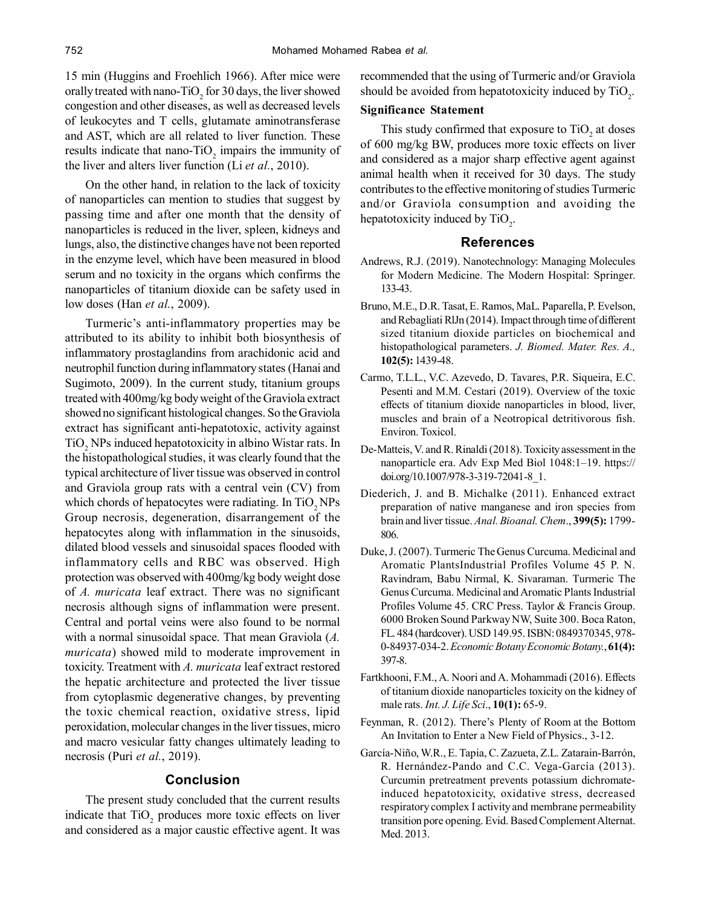15 min (Huggins and Froehlich 1966). After mice were orally treated with nano-$TiO_2$ for 30 days, the liver showed congestion and other diseases, as well as decreased levels of leukocytes and T cells, glutamate aminotransferase and AST, which are all related to liver function. These results indicate that nano-$TiO_2$ impairs the immunity of the liver and alters liver function (Li *et al.*, 2010).

On the other hand, in relation to the lack of toxicity of nanoparticles can mention to studies that suggest by passing time and after one month that the density of nanoparticles is reduced in the liver, spleen, kidneys and lungs, also, the distinctive changes have not been reported in the enzyme level, which have been measured in blood serum and no toxicity in the organs which confirms the nanoparticles of titanium dioxide can be safety used in low doses (Han *et al.*, 2009).

Turmeric's anti-inflammatory properties may be attributed to its ability to inhibit both biosynthesis of inflammatory prostaglandins from arachidonic acid and neutrophil function during inflammatory states (Hanai and Sugimoto, 2009). In the current study, titanium groups treated with 400mg/kg body weight of the Graviola extract showed no significant histological changes. So the Graviola extract has significant anti-hepatotoxic, activity against $TiO_2$ NPs induced hepatotoxicity in albino Wistar rats. In the histopathological studies, it was clearly found that the typical architecture of liver tissue was observed in control and Graviola group rats with a central vein (CV) from which chords of hepatocytes were radiating. In $TiO_2$ NPs Group necrosis, degeneration, disarrangement of the hepatocytes along with inflammation in the sinusoids, dilated blood vessels and sinusoidal spaces flooded with inflammatory cells and RBC was observed. High protection was observed with 400mg/kg body weight dose of *A. muricata* leaf extract. There was no significant necrosis although signs of inflammation were present. Central and portal veins were also found to be normal with a normal sinusoidal space. That mean Graviola (*A. muricata*) showed mild to moderate improvement in toxicity. Treatment with *A. muricata* leaf extract restored the hepatic architecture and protected the liver tissue from cytoplasmic degenerative changes, by preventing the toxic chemical reaction, oxidative stress, lipid peroxidation, molecular changes in the liver tissues, micro and macro vesicular fatty changes ultimately leading to necrosis (Puri *et al.*, 2019).

## Conclusion

The present study concluded that the current results indicate that $TiO_2$ produces more toxic effects on liver and considered as a major caustic effective agent. It was recommended that the using of Turmeric and/or Graviola should be avoided from hepatotoxicity induced by $TiO_2$.

### Significance Statement

This study confirmed that exposure to $TiO_2$ at doses of 600 mg/kg BW, produces more toxic effects on liver and considered as a major sharp effective agent against animal health when it received for 30 days. The study contributes to the effective monitoring of studies Turmeric and/or Graviola consumption and avoiding the hepatotoxicity induced by $TiO_2$.

## References

Andrews, R.J. (2019). Nanotechnology: Managing Molecules for Modern Medicine. The Modern Hospital: Springer. 133-43.

Bruno, M.E., D.R. Tasat, E. Ramos, MaL. Paparella, P. Evelson, and Rebagliati RlJn (2014). Impact through time of different sized titanium dioxide particles on biochemical and histopathological parameters. *J. Biomed. Mater. Res. A.,* **102(5):** 1439-48.

Carmo, T.L.L., V.C. Azevedo, D. Tavares, P.R. Siqueira, E.C. Pesenti and M.M. Cestari (2019). Overview of the toxic effects of titanium dioxide nanoparticles in blood, liver, muscles and brain of a Neotropical detritivorous fish. Environ. Toxicol.

De-Matteis, V. and R. Rinaldi (2018). Toxicity assessment in the nanoparticle era. Adv Exp Med Biol 1048:1–19. https://doi.org/10.1007/978-3-319-72041-8_1.

Diederich, J. and B. Michalke (2011). Enhanced extract preparation of native manganese and iron species from brain and liver tissue. *Anal. Bioanal. Chem*., **399(5):** 1799-806.

Duke, J. (2007). Turmeric The Genus Curcuma. Medicinal and Aromatic PlantsIndustrial Profiles Volume 45 P. N. Ravindram, Babu Nirmal, K. Sivaraman. Turmeric The Genus Curcuma. Medicinal and Aromatic Plants Industrial Profiles Volume 45. CRC Press. Taylor & Francis Group. 6000 Broken Sound Parkway NW, Suite 300. Boca Raton, FL. 484 (hardcover). USD 149.95. ISBN: 0849370345, 978-0-84937-034-2. *Economic Botany Economic Botany.*, **61(4):** 397-8.

Fartkhooni, F.M., A. Noori and A. Mohammadi (2016). Effects of titanium dioxide nanoparticles toxicity on the kidney of male rats. *Int. J. Life Sci*., **10(1):** 65-9.

Feynman, R. (2012). There's Plenty of Room at the Bottom An Invitation to Enter a New Field of Physics., 3-12.

García-Niño, W.R., E. Tapia, C. Zazueta, Z.L. Zatarain-Barrón, R. Hernández-Pando and C.C. Vega-García (2013). Curcumin pretreatment prevents potassium dichromate-induced hepatotoxicity, oxidative stress, decreased respiratory complex I activity and membrane permeability transition pore opening. Evid. Based Complement Alternat. Med. 2013.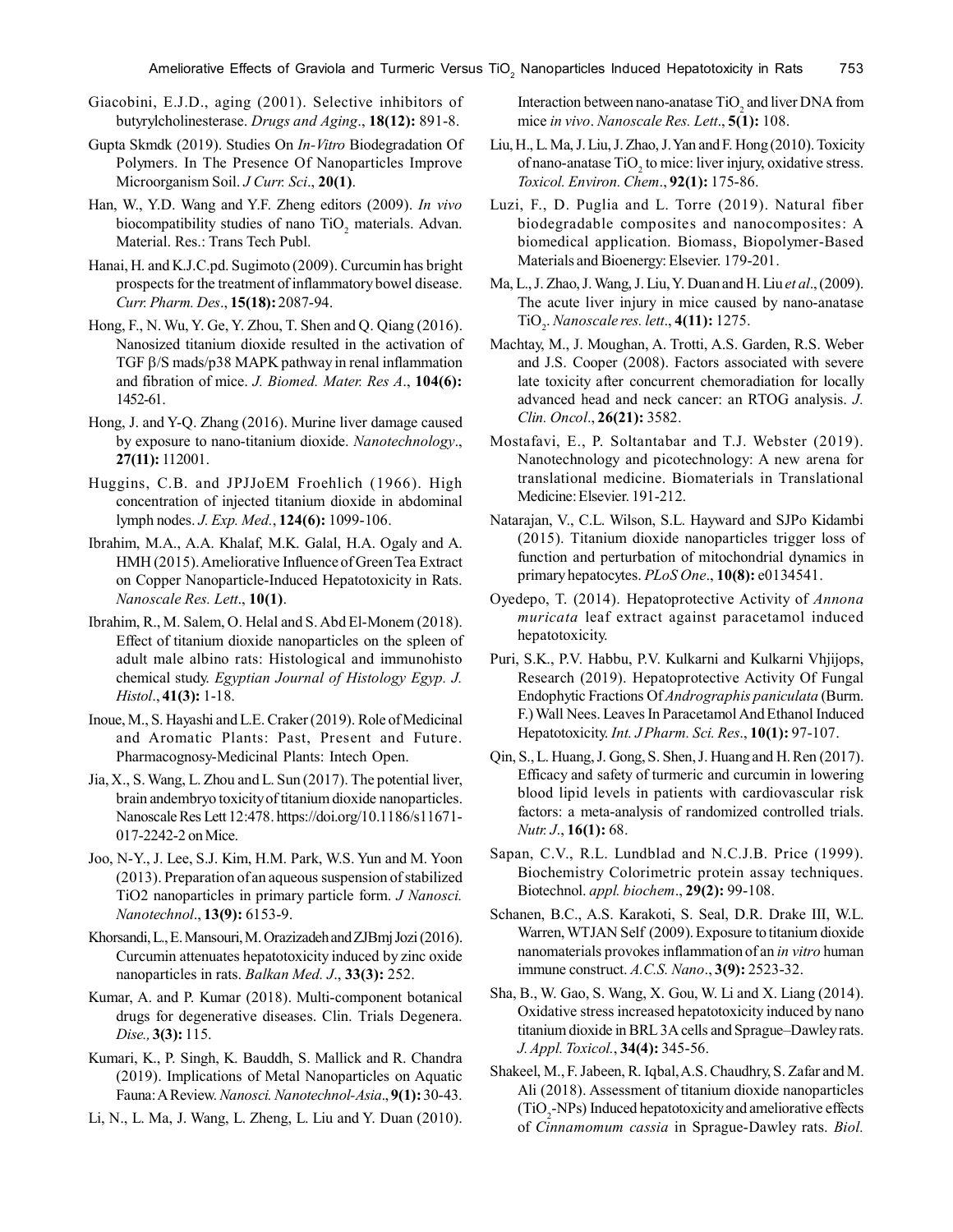Giacobini, E.J.D., aging (2001). Selective inhibitors of butyrylcholinesterase. *Drugs and Aging*., **18(12):** 891-8.

Gupta Skmdk (2019). Studies On *In-Vitro* Biodegradation Of Polymers. In The Presence Of Nanoparticles Improve Microorganism Soil. *J Curr. Sci*., **20(1)**.

Han, W., Y.D. Wang and Y.F. Zheng editors (2009). *In vivo* biocompatibility studies of nano $TiO_2$ materials. Advan. Material. Res.: Trans Tech Publ.

Hanai, H. and K.J.C.pd. Sugimoto (2009). Curcumin has bright prospects for the treatment of inflammatory bowel disease. *Curr. Pharm. Des*., **15(18):** 2087-94.

Hong, F., N. Wu, Y. Ge, Y. Zhou, T. Shen and Q. Qiang (2016). Nanosized titanium dioxide resulted in the activation of TGF β/S mads/p38 MAPK pathway in renal inflammation and fibration of mice. *J. Biomed. Mater. Res A*., **104(6):** 1452-61.

Hong, J. and Y-Q. Zhang (2016). Murine liver damage caused by exposure to nano-titanium dioxide. *Nanotechnology*., **27(11):** 112001.

Huggins, C.B. and JPJJoEM Froehlich (1966). High concentration of injected titanium dioxide in abdominal lymph nodes. *J. Exp. Med.*, **124(6):** 1099-106.

Ibrahim, M.A., A.A. Khalaf, M.K. Galal, H.A. Ogaly and A. HMH (2015). Ameliorative Influence of Green Tea Extract on Copper Nanoparticle-Induced Hepatotoxicity in Rats. *Nanoscale Res. Lett*., **10(1)**.

Ibrahim, R., M. Salem, O. Helal and S. Abd El-Monem (2018). Effect of titanium dioxide nanoparticles on the spleen of adult male albino rats: Histological and immunohisto chemical study. *Egyptian Journal of Histology Egyp. J. Histol*., **41(3):** 1-18.

Inoue, M., S. Hayashi and L.E. Craker (2019). Role of Medicinal and Aromatic Plants: Past, Present and Future. Pharmacognosy-Medicinal Plants: Intech Open.

Jia, X., S. Wang, L. Zhou and L. Sun (2017). The potential liver, brain andembryo toxicity of titanium dioxide nanoparticles. Nanoscale Res Lett 12:478. https://doi.org/10.1186/s11671-017-2242-2 on Mice.

Joo, N-Y., J. Lee, S.J. Kim, H.M. Park, W.S. Yun and M. Yoon (2013). Preparation of an aqueous suspension of stabilized TiO2 nanoparticles in primary particle form. *J Nanosci. Nanotechnol*., **13(9):** 6153-9.

Khorsandi, L., E. Mansouri, M. Orazizadeh and ZJBmj Jozi (2016). Curcumin attenuates hepatotoxicity induced by zinc oxide nanoparticles in rats. *Balkan Med. J*., **33(3):** 252.

Kumar, A. and P. Kumar (2018). Multi-component botanical drugs for degenerative diseases. Clin. Trials Degenera. *Dise.,* **3(3):** 115.

Kumari, K., P. Singh, K. Bauddh, S. Mallick and R. Chandra (2019). Implications of Metal Nanoparticles on Aquatic Fauna: A Review. *Nanosci. Nanotechnol-Asia*., **9(1):** 30-43.

Li, N., L. Ma, J. Wang, L. Zheng, L. Liu and Y. Duan (2010). Interaction between nano-anatase $TiO_2$ and liver DNA from mice *in vivo*. *Nanoscale Res. Lett*., **5(1):** 108.

Liu, H., L. Ma, J. Liu, J. Zhao, J. Yan and F. Hong (2010). Toxicity of nano-anatase $TiO_2$ to mice: liver injury, oxidative stress. *Toxicol. Environ. Chem*., **92(1):** 175-86.

Luzi, F., D. Puglia and L. Torre (2019). Natural fiber biodegradable composites and nanocomposites: A biomedical application. Biomass, Biopolymer-Based Materials and Bioenergy: Elsevier. 179-201.

Ma, L., J. Zhao, J. Wang, J. Liu, Y. Duan and H. Liu *et al*., (2009). The acute liver injury in mice caused by nano-anatase $TiO_2$. *Nanoscale res. lett*., **4(11):** 1275.

Machtay, M., J. Moughan, A. Trotti, A.S. Garden, R.S. Weber and J.S. Cooper (2008). Factors associated with severe late toxicity after concurrent chemoradiation for locally advanced head and neck cancer: an RTOG analysis. *J. Clin. Oncol*., **26(21):** 3582.

Mostafavi, E., P. Soltantabar and T.J. Webster (2019). Nanotechnology and picotechnology: A new arena for translational medicine. Biomaterials in Translational Medicine: Elsevier. 191-212.

Natarajan, V., C.L. Wilson, S.L. Hayward and SJPo Kidambi (2015). Titanium dioxide nanoparticles trigger loss of function and perturbation of mitochondrial dynamics in primary hepatocytes. *PLoS One*., **10(8):** e0134541.

Oyedepo, T. (2014). Hepatoprotective Activity of *Annona muricata* leaf extract against paracetamol induced hepatotoxicity.

Puri, S.K., P.V. Habbu, P.V. Kulkarni and Kulkarni Vhjijops, Research (2019). Hepatoprotective Activity Of Fungal Endophytic Fractions Of *Andrographis paniculata* (Burm. F.) Wall Nees. Leaves In Paracetamol And Ethanol Induced Hepatotoxicity. *Int. J Pharm. Sci. Res*., **10(1):** 97-107.

Qin, S., L. Huang, J. Gong, S. Shen, J. Huang and H. Ren (2017). Efficacy and safety of turmeric and curcumin in lowering blood lipid levels in patients with cardiovascular risk factors: a meta-analysis of randomized controlled trials. *Nutr. J*., **16(1):** 68.

Sapan, C.V., R.L. Lundblad and N.C.J.B. Price (1999). Biochemistry Colorimetric protein assay techniques. Biotechnol. *appl. biochem*., **29(2):** 99-108.

Schanen, B.C., A.S. Karakoti, S. Seal, D.R. Drake III, W.L. Warren, WTJAN Self (2009). Exposure to titanium dioxide nanomaterials provokes inflammation of an *in vitro* human immune construct. *A.C.S. Nano*., **3(9):** 2523-32.

Sha, B., W. Gao, S. Wang, X. Gou, W. Li and X. Liang (2014). Oxidative stress increased hepatotoxicity induced by nano titanium dioxide in BRL 3A cells and Sprague–Dawley rats. *J. Appl. Toxicol.*, **34(4):** 345-56.

Shakeel, M., F. Jabeen, R. Iqbal, A.S. Chaudhry, S. Zafar and M. Ali (2018). Assessment of titanium dioxide nanoparticles ($TiO_2$-NPs) Induced hepatotoxicity and ameliorative effects of *Cinnamomum cassia* in Sprague-Dawley rats. *Biol.*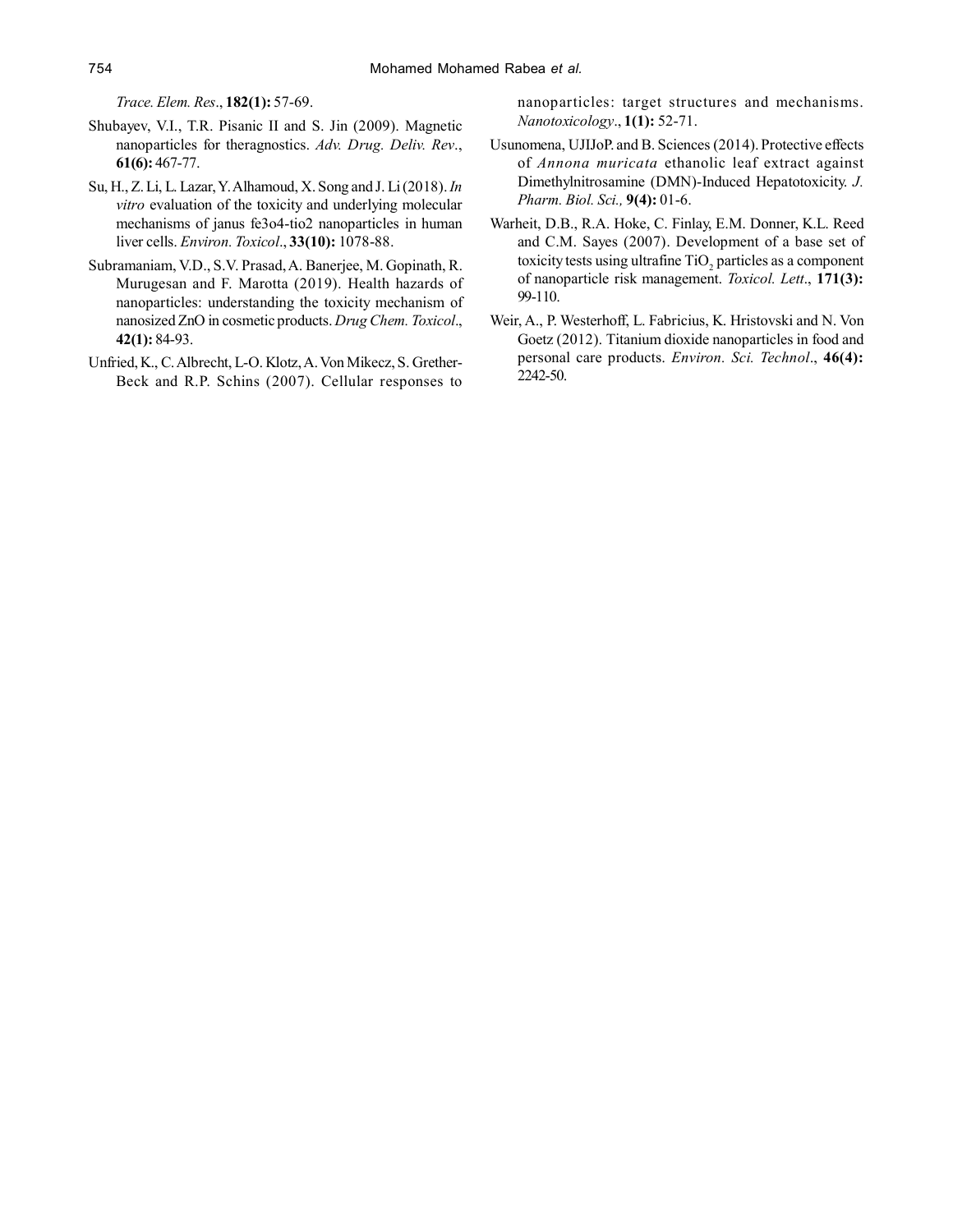*Trace. Elem. Res*., **182(1):** 57-69.

Shubayev, V.I., T.R. Pisanic II and S. Jin (2009). Magnetic nanoparticles for theragnostics. *Adv. Drug. Deliv. Rev*., **61(6):** 467-77.

Su, H., Z. Li, L. Lazar, Y. Alhamoud, X. Song and J. Li (2018). *In vitro* evaluation of the toxicity and underlying molecular mechanisms of janus fe3o4-tio2 nanoparticles in human liver cells. *Environ. Toxicol*., **33(10):** 1078-88.

Subramaniam, V.D., S.V. Prasad, A. Banerjee, M. Gopinath, R. Murugesan and F. Marotta (2019). Health hazards of nanoparticles: understanding the toxicity mechanism of nanosized ZnO in cosmetic products. *Drug Chem. Toxicol*., **42(1):** 84-93.

Unfried, K., C. Albrecht, L-O. Klotz, A. Von Mikecz, S. Grether-Beck and R.P. Schins (2007). Cellular responses to nanoparticles: target structures and mechanisms. *Nanotoxicology*., **1(1):** 52-71.

Usunomena, UJIJoP. and B. Sciences (2014). Protective effects of *Annona muricata* ethanolic leaf extract against Dimethylnitrosamine (DMN)-Induced Hepatotoxicity. *J. Pharm. Biol. Sci.,* **9(4):** 01-6.

Warheit, D.B., R.A. Hoke, C. Finlay, E.M. Donner, K.L. Reed and C.M. Sayes (2007). Development of a base set of toxicity tests using ultrafine $TiO_2$ particles as a component of nanoparticle risk management. *Toxicol. Lett*., **171(3):** 99-110.

Weir, A., P. Westerhoff, L. Fabricius, K. Hristovski and N. Von Goetz (2012). Titanium dioxide nanoparticles in food and personal care products. *Environ. Sci. Technol*., **46(4):** 2242-50.